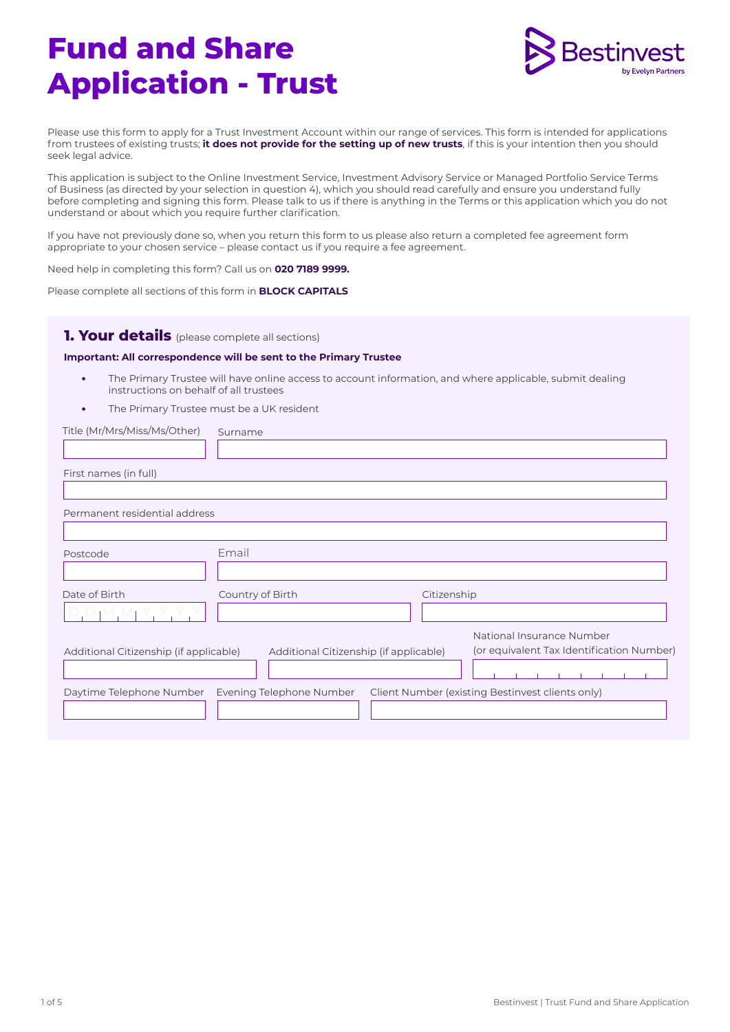# Fund and Share Application - Trust

Bestinvest
by Evelyn Partners

Please use this form to apply for a Trust Investment Account within our range of services. This form is intended for applications from trustees of existing trusts; **it does not provide for the setting up of new trusts**, if this is your intention then you should seek legal advice.

This application is subject to the Online Investment Service, Investment Advisory Service or Managed Portfolio Service Terms of Business (as directed by your selection in question 4), which you should read carefully and ensure you understand fully before completing and signing this form. Please talk to us if there is anything in the Terms or this application which you do not understand or about which you require further clarification.

If you have not previously done so, when you return this form to us please also return a completed fee agreement form appropriate to your chosen service – please contact us if you require a fee agreement.

Need help in completing this form? Call us on **020 7189 9999.**

Please complete all sections of this form in **BLOCK CAPITALS**

## 1. Your details (please complete all sections)

**Important: All correspondence will be sent to the Primary Trustee**

- The Primary Trustee will have online access to account information, and where applicable, submit dealing instructions on behalf of all trustees
- The Primary Trustee must be a UK resident

Title (Mr/Mrs/Miss/Ms/Other)

Surname

First names (in full)

Permanent residential address

Postcode

Email

Date of Birth (DD MM YYYY)

Country of Birth

Citizenship

Additional Citizenship (if applicable)

Additional Citizenship (if applicable)

National Insurance Number (or equivalent Tax Identification Number)

Daytime Telephone Number

Evening Telephone Number

Client Number (existing Bestinvest clients only)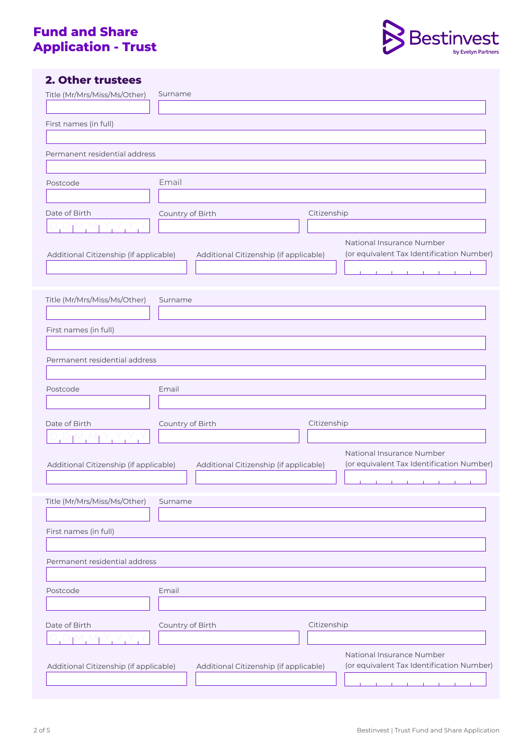# Fund and Share Application - Trust

## 2. Other trustees

Title (Mr/Mrs/Miss/Ms/Other)

Surname

First names (in full)

Permanent residential address

Postcode

Email

Date of Birth

D D M M Y Y Y Y

Country of Birth

Citizenship

Additional Citizenship (if applicable)

Additional Citizenship (if applicable)

National Insurance Number (or equivalent Tax Identification Number)

---

Title (Mr/Mrs/Miss/Ms/Other)

Surname

First names (in full)

Permanent residential address

Postcode

Email

Date of Birth

D D M M Y Y Y Y

Country of Birth

Citizenship

Additional Citizenship (if applicable)

Additional Citizenship (if applicable)

National Insurance Number (or equivalent Tax Identification Number)

---

Title (Mr/Mrs/Miss/Ms/Other)

Surname

First names (in full)

Permanent residential address

Postcode

Email

Date of Birth

D D M M Y Y Y Y

Country of Birth

Citizenship

Additional Citizenship (if applicable)

Additional Citizenship (if applicable)

National Insurance Number (or equivalent Tax Identification Number)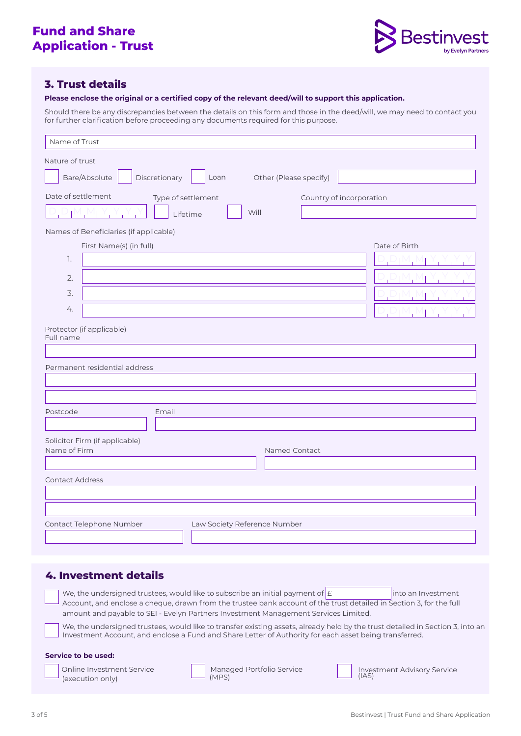# Fund and Share Application - Trust

## 3. Trust details

**Please enclose the original or a certified copy of the relevant deed/will to support this application.**

Should there be any discrepancies between the details on this form and those in the deed/will, we may need to contact you for further clarification before proceeding any documents required for this purpose.

Name of Trust

Nature of trust

☐ Bare/Absolute ☐ Discretionary ☐ Loan Other (Please specify)

Date of settlement DD MM YYYY

Type of settlement ☐ Lifetime ☐ Will

Country of incorporation

Names of Beneficiaries (if applicable)

| | First Name(s) (in full) | Date of Birth |
|---|---|---|
| 1. | | DD MM YYYY |
| 2. | | DD MM YYYY |
| 3. | | DD MM YYYY |
| 4. | | DD MM YYYY |

Protector (if applicable)
Full name

Permanent residential address

Postcode

Email

Solicitor Firm (if applicable)
Name of Firm

Named Contact

Contact Address

Contact Telephone Number

Law Society Reference Number

## 4. Investment details

☐ We, the undersigned trustees, would like to subscribe an initial payment of £ into an Investment Account, and enclose a cheque, drawn from the trustee bank account of the trust detailed in Section 3, for the full amount and payable to SEI - Evelyn Partners Investment Management Services Limited.

☐ We, the undersigned trustees, would like to transfer existing assets, already held by the trust detailed in Section 3, into an Investment Account, and enclose a Fund and Share Letter of Authority for each asset being transferred.

**Service to be used:**

☐ Online Investment Service (execution only) ☐ Managed Portfolio Service (MPS) ☐ Investment Advisory Service (IAS)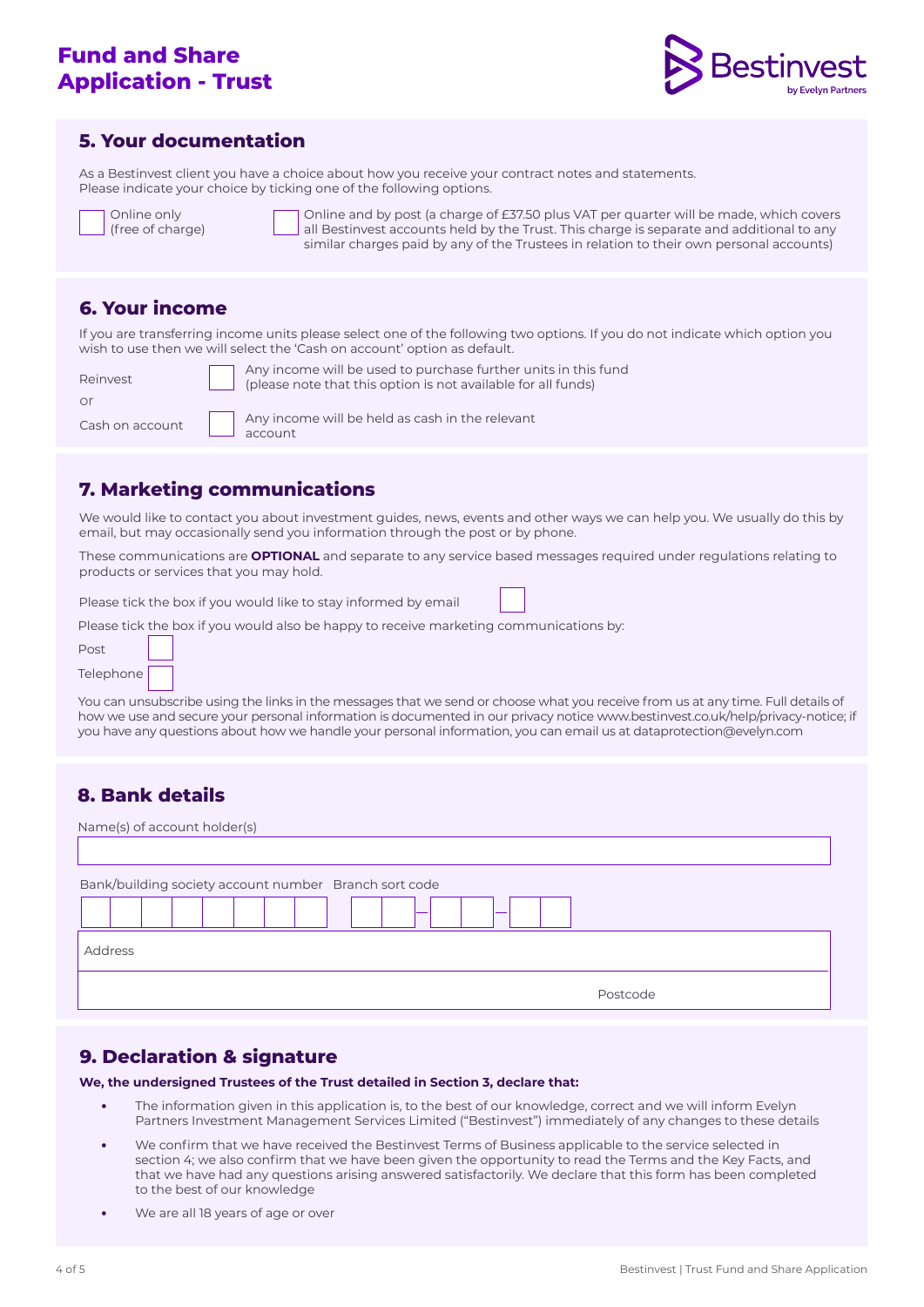# Fund and Share Application - Trust

## 5. Your documentation

As a Bestinvest client you have a choice about how you receive your contract notes and statements. Please indicate your choice by ticking one of the following options.

☐ Online only (free of charge)

☐ Online and by post (a charge of £37.50 plus VAT per quarter will be made, which covers all Bestinvest accounts held by the Trust. This charge is separate and additional to any similar charges paid by any of the Trustees in relation to their own personal accounts)

## 6. Your income

If you are transferring income units please select one of the following two options. If you do not indicate which option you wish to use then we will select the 'Cash on account' option as default.

Reinvest ☐ Any income will be used to purchase further units in this fund (please note that this option is not available for all funds)

or

Cash on account ☐ Any income will be held as cash in the relevant account

## 7. Marketing communications

We would like to contact you about investment guides, news, events and other ways we can help you. We usually do this by email, but may occasionally send you information through the post or by phone.

These communications are **OPTIONAL** and separate to any service based messages required under regulations relating to products or services that you may hold.

Please tick the box if you would like to stay informed by email ☐

Please tick the box if you would also be happy to receive marketing communications by:

Post ☐

Telephone ☐

You can unsubscribe using the links in the messages that we send or choose what you receive from us at any time. Full details of how we use and secure your personal information is documented in our privacy notice www.bestinvest.co.uk/help/privacy-notice; if you have any questions about how we handle your personal information, you can email us at dataprotection@evelyn.com

## 8. Bank details

Name(s) of account holder(s)

Bank/building society account number

Branch sort code

Address

Postcode

## 9. Declaration & signature

**We, the undersigned Trustees of the Trust detailed in Section 3, declare that:**

- The information given in this application is, to the best of our knowledge, correct and we will inform Evelyn Partners Investment Management Services Limited ("Bestinvest") immediately of any changes to these details
- We confirm that we have received the Bestinvest Terms of Business applicable to the service selected in section 4; we also confirm that we have been given the opportunity to read the Terms and the Key Facts, and that we have had any questions arising answered satisfactorily. We declare that this form has been completed to the best of our knowledge
- We are all 18 years of age or over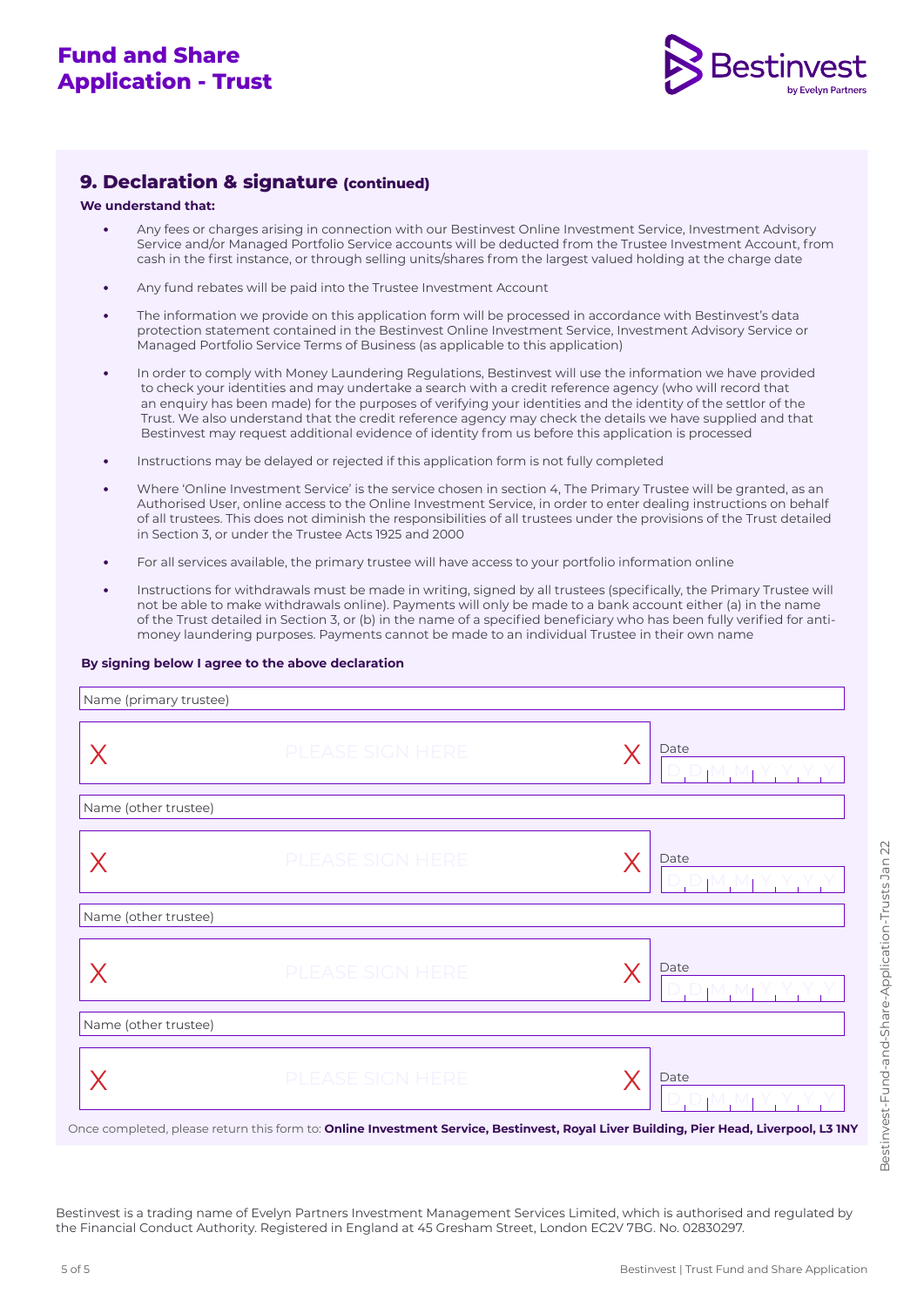# Fund and Share Application - Trust

## 9. Declaration & signature (continued)

**We understand that:**

- Any fees or charges arising in connection with our Bestinvest Online Investment Service, Investment Advisory Service and/or Managed Portfolio Service accounts will be deducted from the Trustee Investment Account, from cash in the first instance, or through selling units/shares from the largest valued holding at the charge date
- Any fund rebates will be paid into the Trustee Investment Account
- The information we provide on this application form will be processed in accordance with Bestinvest's data protection statement contained in the Bestinvest Online Investment Service, Investment Advisory Service or Managed Portfolio Service Terms of Business (as applicable to this application)
- In order to comply with Money Laundering Regulations, Bestinvest will use the information we have provided to check your identities and may undertake a search with a credit reference agency (who will record that an enquiry has been made) for the purposes of verifying your identities and the identity of the settlor of the Trust. We also understand that the credit reference agency may check the details we have supplied and that Bestinvest may request additional evidence of identity from us before this application is processed
- Instructions may be delayed or rejected if this application form is not fully completed
- Where 'Online Investment Service' is the service chosen in section 4, The Primary Trustee will be granted, as an Authorised User, online access to the Online Investment Service, in order to enter dealing instructions on behalf of all trustees. This does not diminish the responsibilities of all trustees under the provisions of the Trust detailed in Section 3, or under the Trustee Acts 1925 and 2000
- For all services available, the primary trustee will have access to your portfolio information online
- Instructions for withdrawals must be made in writing, signed by all trustees (specifically, the Primary Trustee will not be able to make withdrawals online). Payments will only be made to a bank account either (a) in the name of the Trust detailed in Section 3, or (b) in the name of a specified beneficiary who has been fully verified for anti-money laundering purposes. Payments cannot be made to an individual Trustee in their own name

**By signing below I agree to the above declaration**

Name (primary trustee)

X PLEASE SIGN HERE X | Date D D M M Y Y Y Y

Name (other trustee)

X PLEASE SIGN HERE X | Date D D M M Y Y Y Y

Name (other trustee)

X PLEASE SIGN HERE X | Date D D M M Y Y Y Y

Name (other trustee)

X PLEASE SIGN HERE X | Date D D M M Y Y Y Y

Once completed, please return this form to: **Online Investment Service, Bestinvest, Royal Liver Building, Pier Head, Liverpool, L3 1NY**

Bestinvest is a trading name of Evelyn Partners Investment Management Services Limited, which is authorised and regulated by the Financial Conduct Authority. Registered in England at 45 Gresham Street, London EC2V 7BG. No. 02830297.